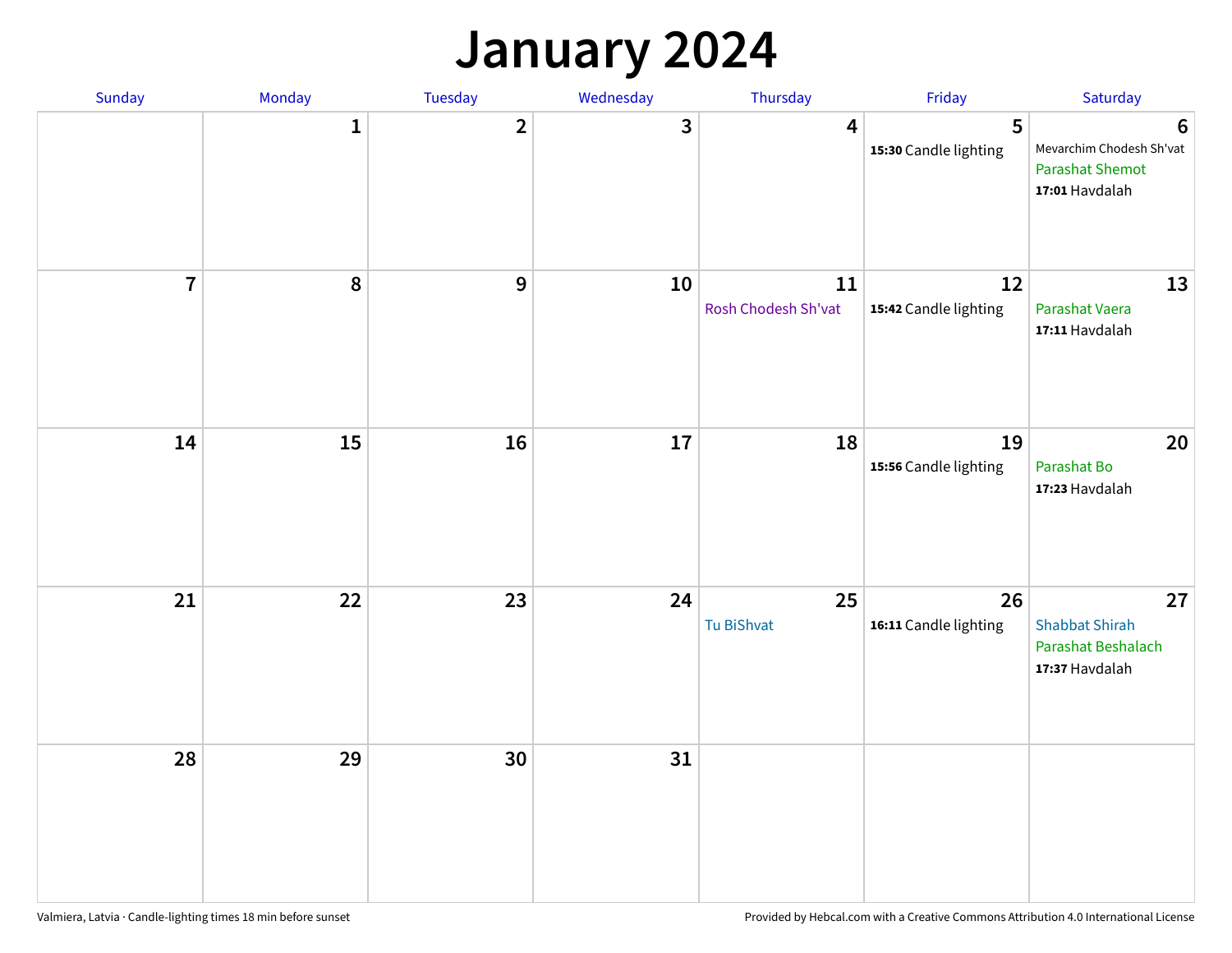# January 2024

| Sunday | Monday | Tuesday | Wednesday | Thursday | Friday | Saturday |
|---|---|---|---|---|---|---|
| | 1 | 2 | 3 | 4 | 5<br>**15:30** Candle lighting | 6<br>Mevarchim Chodesh Sh'vat<br>Parashat Shemot<br>**17:01** Havdalah |
| 7 | 8 | 9 | 10 | 11<br>Rosh Chodesh Sh'vat | 12<br>**15:42** Candle lighting | 13<br>Parashat Vaera<br>**17:11** Havdalah |
| 14 | 15 | 16 | 17 | 18 | 19<br>**15:56** Candle lighting | 20<br>Parashat Bo<br>**17:23** Havdalah |
| 21 | 22 | 23 | 24 | 25<br>Tu BiShvat | 26<br>**16:11** Candle lighting | 27<br>Shabbat Shirah<br>Parashat Beshalach<br>**17:37** Havdalah |
| 28 | 29 | 30 | 31 | | | |

Valmiera, Latvia · Candle-lighting times 18 min before sunset

Provided by Hebcal.com with a Creative Commons Attribution 4.0 International License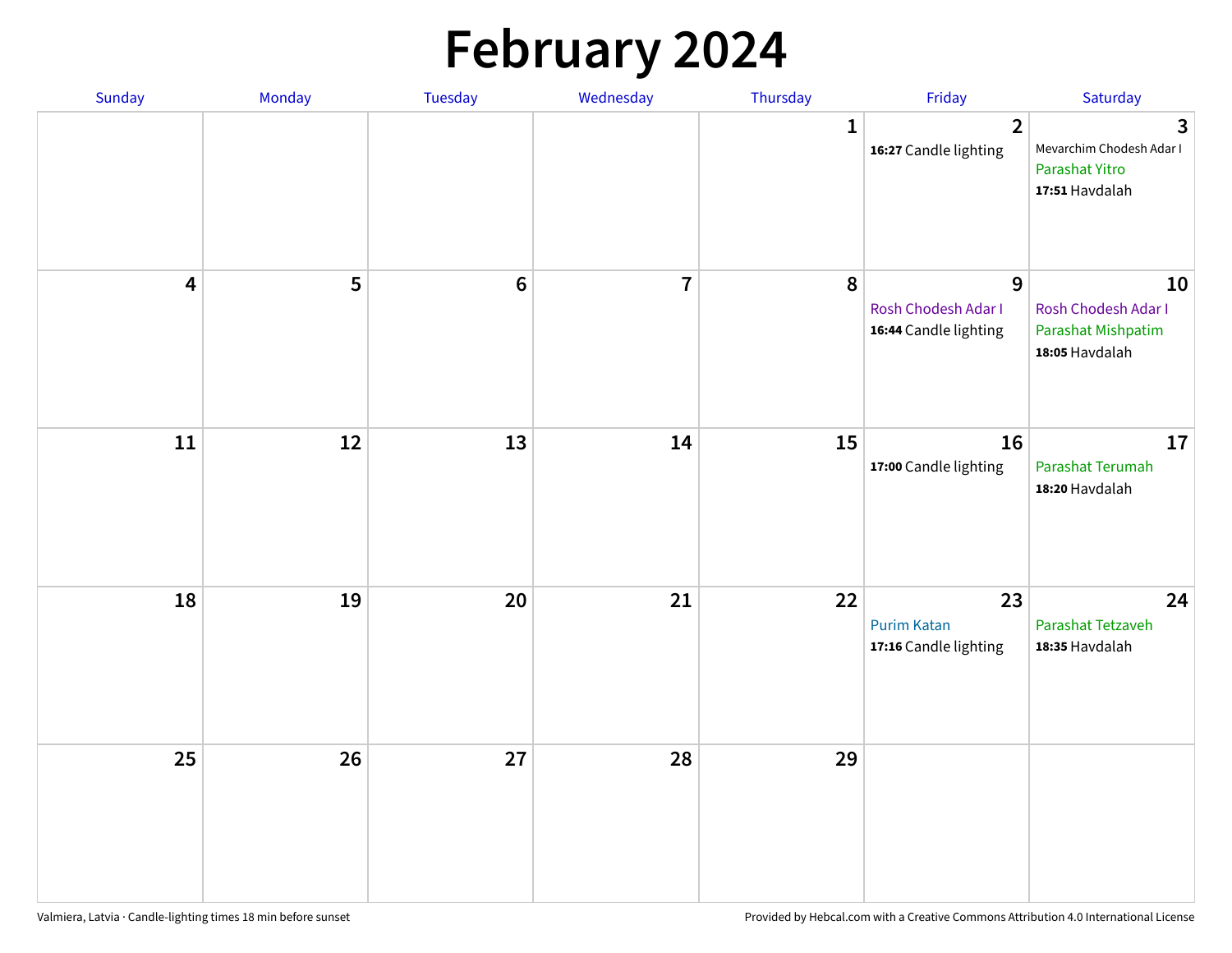# February 2024

| Sunday | Monday | Tuesday | Wednesday | Thursday | Friday | Saturday |
|---|---|---|---|---|---|---|
| | | | | 1 | 2<br>**16:27** Candle lighting | 3<br>Mevarchim Chodesh Adar I<br>Parashat Yitro<br>**17:51** Havdalah |
| 4 | 5 | 6 | 7 | 8 | 9<br>Rosh Chodesh Adar I<br>**16:44** Candle lighting | 10<br>Rosh Chodesh Adar I<br>Parashat Mishpatim<br>**18:05** Havdalah |
| 11 | 12 | 13 | 14 | 15 | 16<br>**17:00** Candle lighting | 17<br>Parashat Terumah<br>**18:20** Havdalah |
| 18 | 19 | 20 | 21 | 22 | 23<br>Purim Katan<br>**17:16** Candle lighting | 24<br>Parashat Tetzaveh<br>**18:35** Havdalah |
| 25 | 26 | 27 | 28 | 29 | | |

Valmiera, Latvia · Candle-lighting times 18 min before sunset

Provided by Hebcal.com with a Creative Commons Attribution 4.0 International License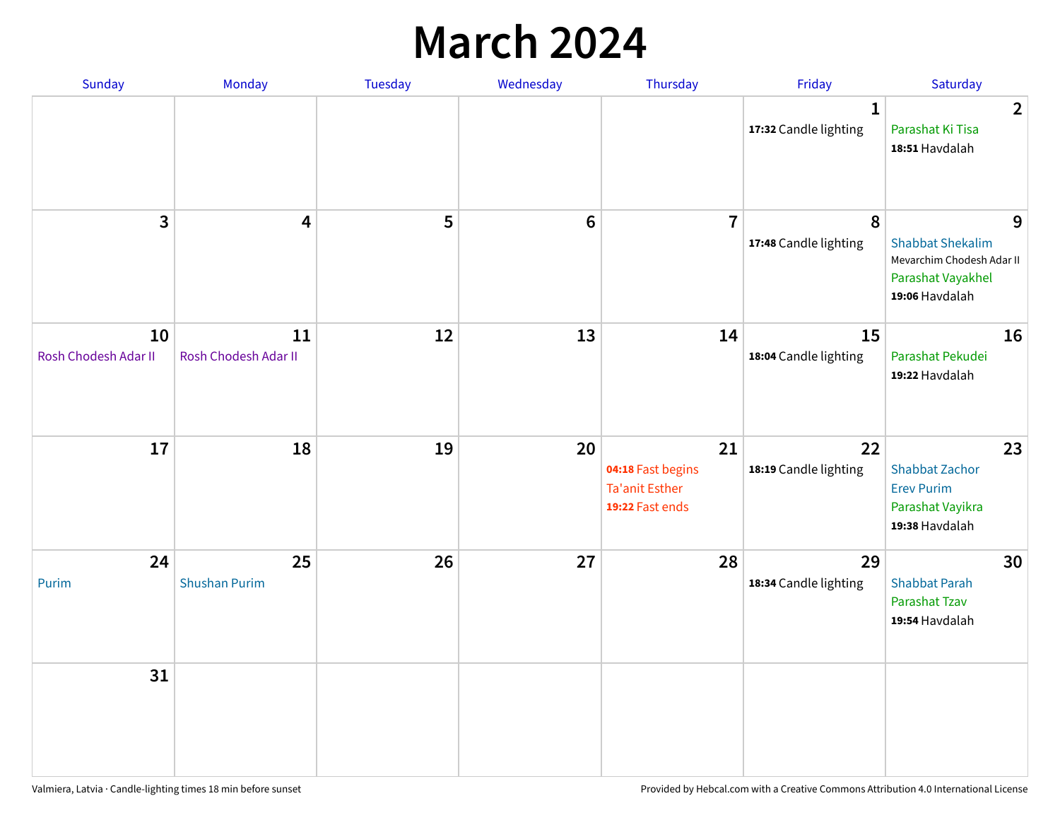# March 2024

| Sunday | Monday | Tuesday | Wednesday | Thursday | Friday | Saturday |
|---|---|---|---|---|---|---|
| | | | | | 1<br>**17:32** Candle lighting | 2<br>Parashat Ki Tisa<br>**18:51** Havdalah |
| 3 | 4 | 5 | 6 | 7 | 8<br>**17:48** Candle lighting | 9<br>Shabbat Shekalim<br>Mevarchim Chodesh Adar II<br>Parashat Vayakhel<br>**19:06** Havdalah |
| 10<br>Rosh Chodesh Adar II | 11<br>Rosh Chodesh Adar II | 12 | 13 | 14 | 15<br>**18:04** Candle lighting | 16<br>Parashat Pekudei<br>**19:22** Havdalah |
| 17 | 18 | 19 | 20 | 21<br>**04:18** Fast begins<br>Ta'anit Esther<br>**19:22** Fast ends | 22<br>**18:19** Candle lighting | 23<br>Shabbat Zachor<br>Erev Purim<br>Parashat Vayikra<br>**19:38** Havdalah |
| 24<br>Purim | 25<br>Shushan Purim | 26 | 27 | 28 | 29<br>**18:34** Candle lighting | 30<br>Shabbat Parah<br>Parashat Tzav<br>**19:54** Havdalah |
| 31 | | | | | | |

Valmiera, Latvia · Candle-lighting times 18 min before sunset

Provided by Hebcal.com with a Creative Commons Attribution 4.0 International License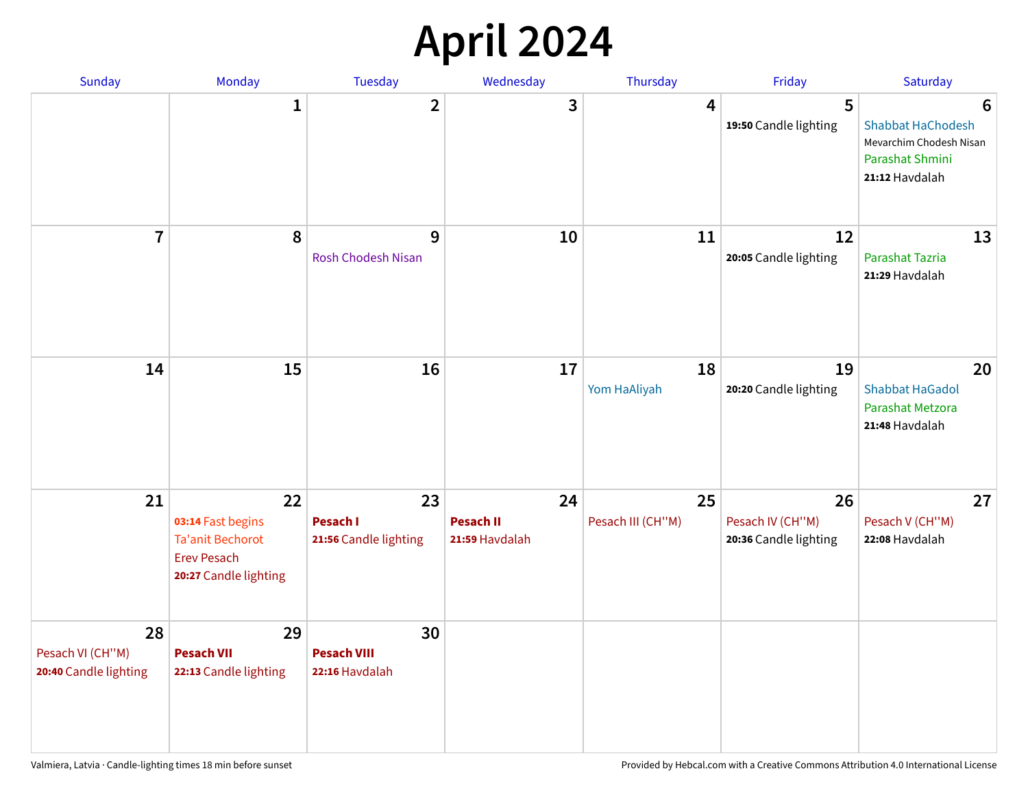# April 2024

| Sunday | Monday | Tuesday | Wednesday | Thursday | Friday | Saturday |
|---|---|---|---|---|---|---|
| | 1 | 2 | 3 | 4 | 5<br>**19:50** Candle lighting | 6<br>Shabbat HaChodesh<br>Mevarchim Chodesh Nisan<br>Parashat Shmini<br>**21:12** Havdalah |
| 7 | 8 | 9<br>Rosh Chodesh Nisan | 10 | 11 | 12<br>**20:05** Candle lighting | 13<br>Parashat Tazria<br>**21:29** Havdalah |
| 14 | 15 | 16 | 17 | 18<br>Yom HaAliyah | 19<br>**20:20** Candle lighting | 20<br>Shabbat HaGadol<br>Parashat Metzora<br>**21:48** Havdalah |
| 21 | 22<br>**03:14** Fast begins<br>Ta'anit Bechorot<br>Erev Pesach<br>**20:27** Candle lighting | 23<br>**Pesach I**<br>**21:56** Candle lighting | 24<br>**Pesach II**<br>**21:59** Havdalah | 25<br>Pesach III (CH''M) | 26<br>Pesach IV (CH''M)<br>**20:36** Candle lighting | 27<br>Pesach V (CH''M)<br>**22:08** Havdalah |
| 28<br>Pesach VI (CH''M)<br>**20:40** Candle lighting | 29<br>**Pesach VII**<br>**22:13** Candle lighting | 30<br>**Pesach VIII**<br>**22:16** Havdalah | | | | |

Valmiera, Latvia · Candle-lighting times 18 min before sunset

Provided by Hebcal.com with a Creative Commons Attribution 4.0 International License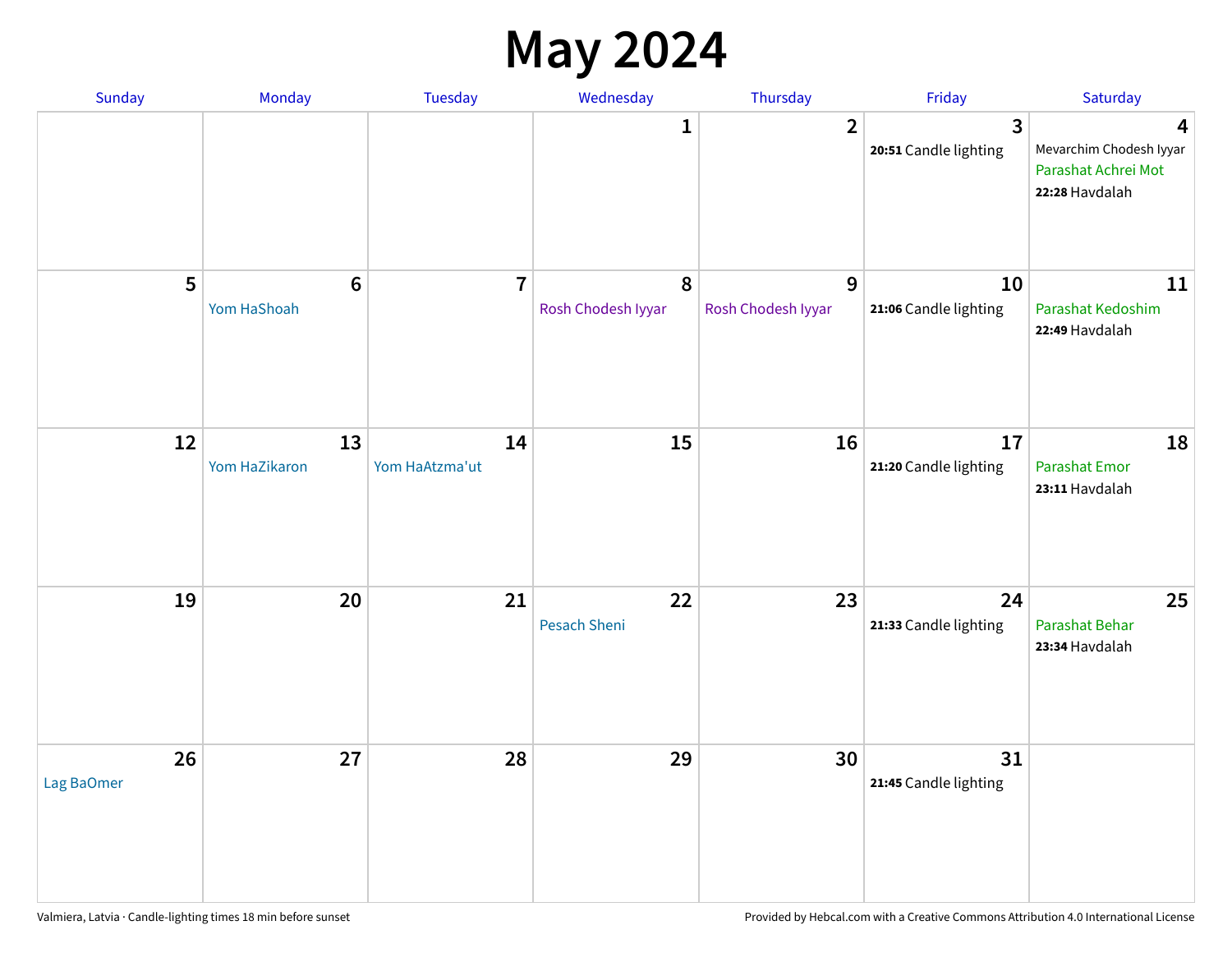# May 2024

| Sunday | Monday | Tuesday | Wednesday | Thursday | Friday | Saturday |
|---|---|---|---|---|---|---|
| | | | 1 | 2 | 3<br>**20:51** Candle lighting | 4<br>Mevarchim Chodesh Iyyar<br>Parashat Achrei Mot<br>**22:28** Havdalah |
| 5 | 6<br>Yom HaShoah | 7 | 8<br>Rosh Chodesh Iyyar | 9<br>Rosh Chodesh Iyyar | 10<br>**21:06** Candle lighting | 11<br>Parashat Kedoshim<br>**22:49** Havdalah |
| 12 | 13<br>Yom HaZikaron | 14<br>Yom HaAtzma'ut | 15 | 16 | 17<br>**21:20** Candle lighting | 18<br>Parashat Emor<br>**23:11** Havdalah |
| 19 | 20 | 21 | 22<br>Pesach Sheni | 23 | 24<br>**21:33** Candle lighting | 25<br>Parashat Behar<br>**23:34** Havdalah |
| 26<br>Lag BaOmer | 27 | 28 | 29 | 30 | 31<br>**21:45** Candle lighting | |

Valmiera, Latvia · Candle-lighting times 18 min before sunset

Provided by Hebcal.com with a Creative Commons Attribution 4.0 International License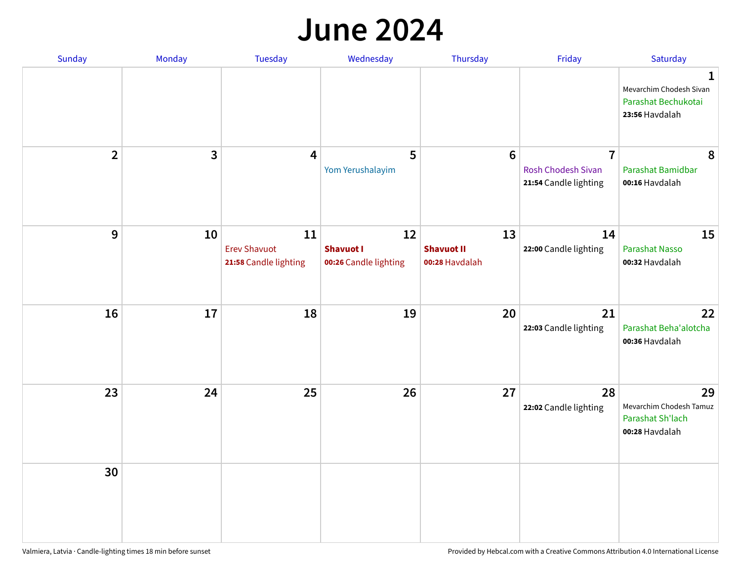# June 2024

| Sunday | Monday | Tuesday | Wednesday | Thursday | Friday | Saturday |
|---|---|---|---|---|---|---|
| | | | | | | **1** Mevarchim Chodesh Sivan Parashat Bechukotai **23:56** Havdalah |
| **2** | **3** | **4** | **5** Yom Yerushalayim | **6** | **7** Rosh Chodesh Sivan **21:54** Candle lighting | **8** Parashat Bamidbar **00:16** Havdalah |
| **9** | **10** | **11** Erev Shavuot **21:58** Candle lighting | **12** **Shavuot I** **00:26** Candle lighting | **13** **Shavuot II** **00:28** Havdalah | **14** **22:00** Candle lighting | **15** Parashat Nasso **00:32** Havdalah |
| **16** | **17** | **18** | **19** | **20** | **21** **22:03** Candle lighting | **22** Parashat Beha'alotcha **00:36** Havdalah |
| **23** | **24** | **25** | **26** | **27** | **28** **22:02** Candle lighting | **29** Mevarchim Chodesh Tamuz Parashat Sh'lach **00:28** Havdalah |
| **30** | | | | | | |

Valmiera, Latvia · Candle-lighting times 18 min before sunset

Provided by Hebcal.com with a Creative Commons Attribution 4.0 International License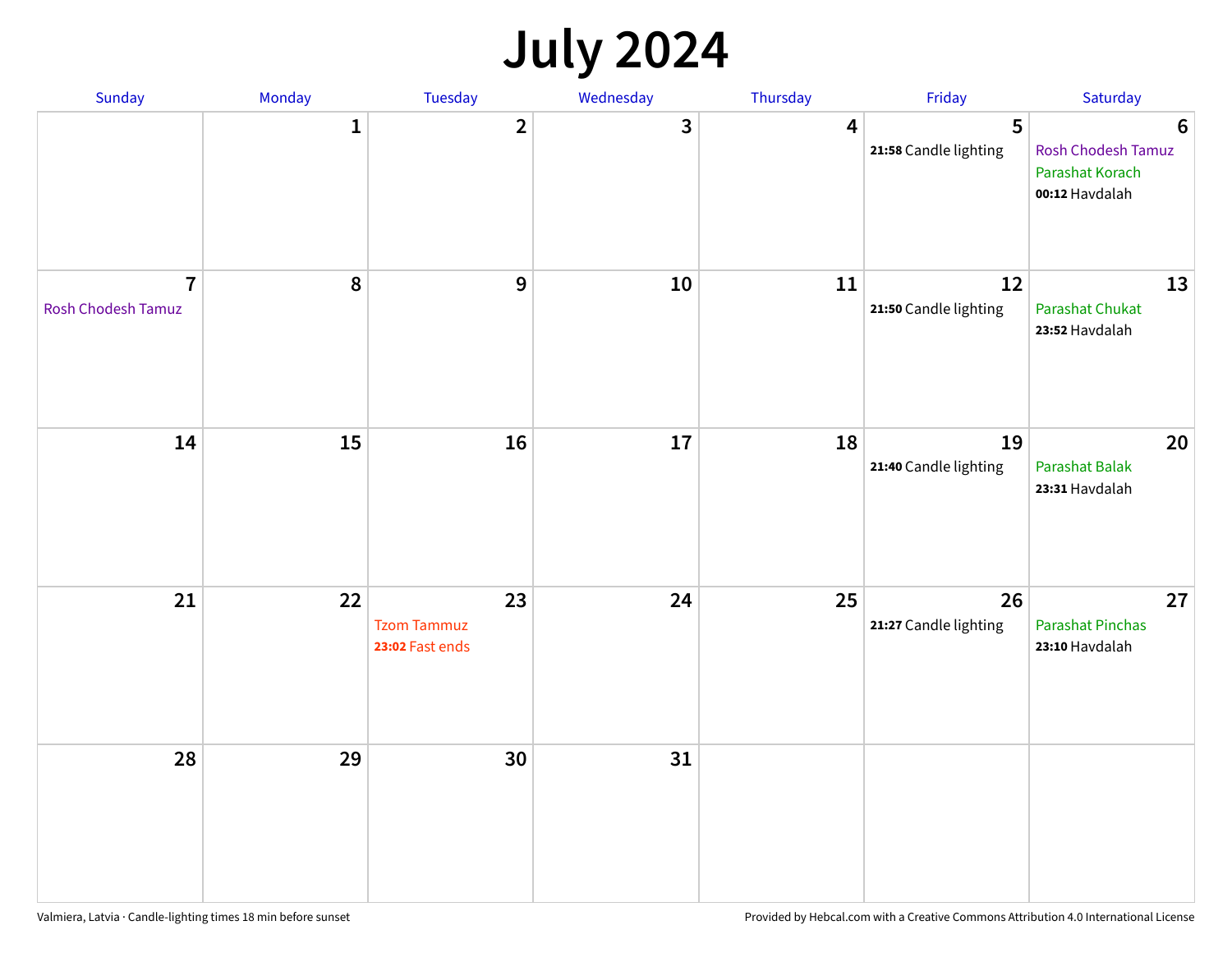# July 2024

| Sunday | Monday | Tuesday | Wednesday | Thursday | Friday | Saturday |
|---|---|---|---|---|---|---|
| | 1 | 2 | 3 | 4 | 5<br>**21:58** Candle lighting | 6<br>Rosh Chodesh Tamuz<br>Parashat Korach<br>**00:12** Havdalah |
| 7<br>Rosh Chodesh Tamuz | 8 | 9 | 10 | 11 | 12<br>**21:50** Candle lighting | 13<br>Parashat Chukat<br>**23:52** Havdalah |
| 14 | 15 | 16 | 17 | 18 | 19<br>**21:40** Candle lighting | 20<br>Parashat Balak<br>**23:31** Havdalah |
| 21 | 22 | 23<br>Tzom Tammuz<br>**23:02** Fast ends | 24 | 25 | 26<br>**21:27** Candle lighting | 27<br>Parashat Pinchas<br>**23:10** Havdalah |
| 28 | 29 | 30 | 31 | | | |

Valmiera, Latvia · Candle-lighting times 18 min before sunset

Provided by Hebcal.com with a Creative Commons Attribution 4.0 International License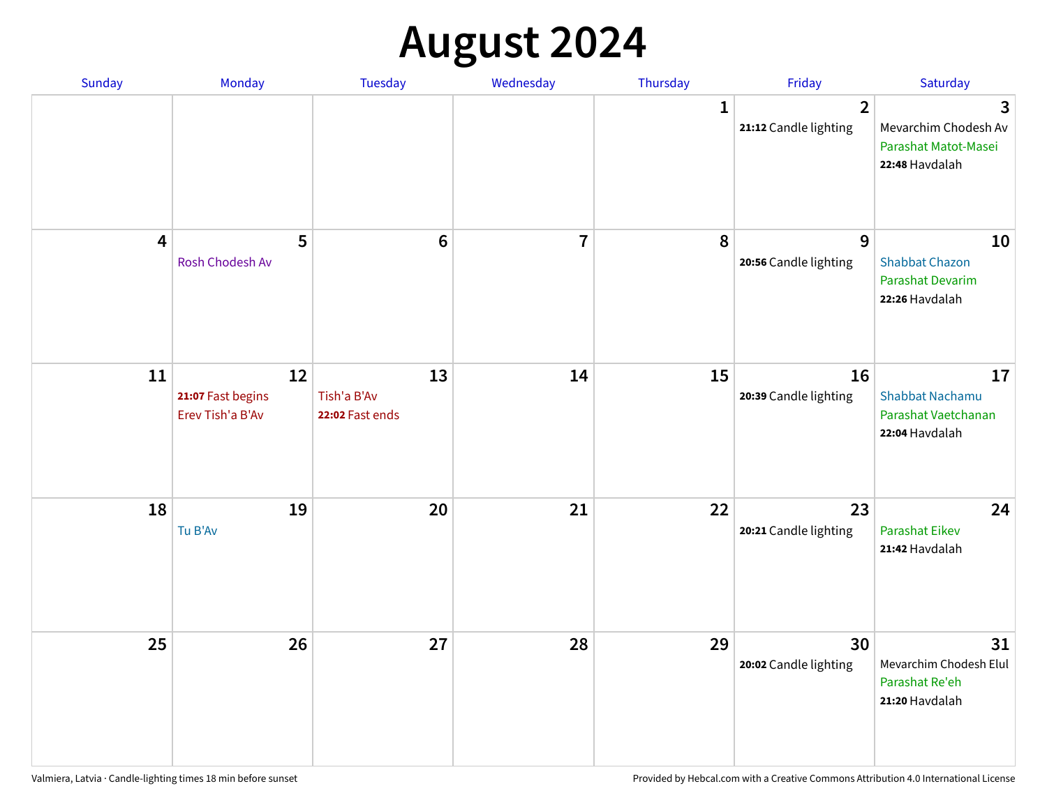# August 2024

| Sunday | Monday | Tuesday | Wednesday | Thursday | Friday | Saturday |
|---|---|---|---|---|---|---|
| | | | | 1 | 2<br>**21:12** Candle lighting | 3<br>Mevarchim Chodesh Av<br>Parashat Matot-Masei<br>**22:48** Havdalah |
| 4 | 5<br>Rosh Chodesh Av | 6 | 7 | 8 | 9<br>**20:56** Candle lighting | 10<br>Shabbat Chazon<br>Parashat Devarim<br>**22:26** Havdalah |
| 11 | 12<br>**21:07** Fast begins<br>Erev Tish'a B'Av | 13<br>Tish'a B'Av<br>**22:02** Fast ends | 14 | 15 | 16<br>**20:39** Candle lighting | 17<br>Shabbat Nachamu<br>Parashat Vaetchanan<br>**22:04** Havdalah |
| 18 | 19<br>Tu B'Av | 20 | 21 | 22 | 23<br>**20:21** Candle lighting | 24<br>Parashat Eikev<br>**21:42** Havdalah |
| 25 | 26 | 27 | 28 | 29 | 30<br>**20:02** Candle lighting | 31<br>Mevarchim Chodesh Elul<br>Parashat Re'eh<br>**21:20** Havdalah |

Valmiera, Latvia · Candle-lighting times 18 min before sunset

Provided by Hebcal.com with a Creative Commons Attribution 4.0 International License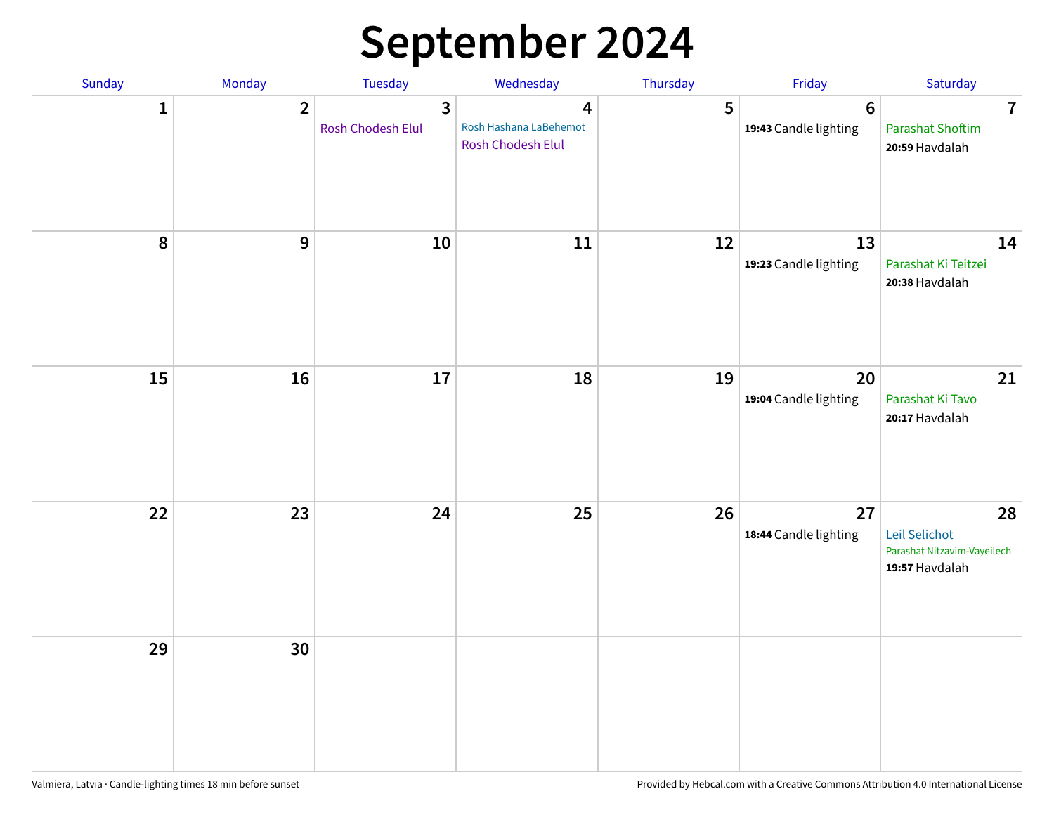# September 2024

| Sunday | Monday | Tuesday | Wednesday | Thursday | Friday | Saturday |
|---|---|---|---|---|---|---|
| 1 | 2 | 3<br>Rosh Chodesh Elul | 4<br>Rosh Hashana LaBehemot<br>Rosh Chodesh Elul | 5 | 6<br>**19:43** Candle lighting | 7<br>Parashat Shoftim<br>**20:59** Havdalah |
| 8 | 9 | 10 | 11 | 12 | 13<br>**19:23** Candle lighting | 14<br>Parashat Ki Teitzei<br>**20:38** Havdalah |
| 15 | 16 | 17 | 18 | 19 | 20<br>**19:04** Candle lighting | 21<br>Parashat Ki Tavo<br>**20:17** Havdalah |
| 22 | 23 | 24 | 25 | 26 | 27<br>**18:44** Candle lighting | 28<br>Leil Selichot<br>Parashat Nitzavim-Vayeilech<br>**19:57** Havdalah |
| 29 | 30 | | | | | |

Valmiera, Latvia · Candle-lighting times 18 min before sunset

Provided by Hebcal.com with a Creative Commons Attribution 4.0 International License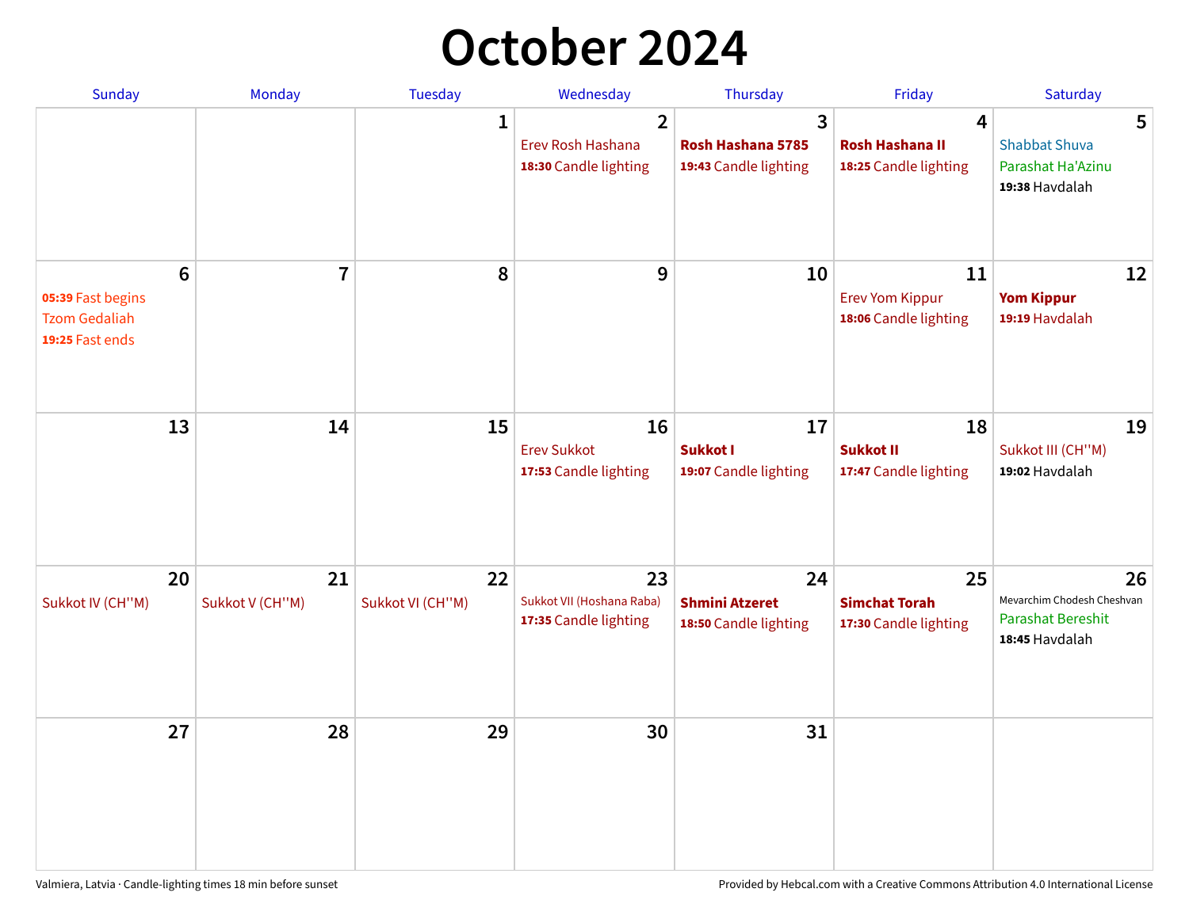# October 2024

| Sunday | Monday | Tuesday | Wednesday | Thursday | Friday | Saturday |
|---|---|---|---|---|---|---|
| | | 1 | 2<br>Erev Rosh Hashana<br>**18:30** Candle lighting | 3<br>**Rosh Hashana 5785**<br>**19:43** Candle lighting | 4<br>**Rosh Hashana II**<br>**18:25** Candle lighting | 5<br>Shabbat Shuva<br>Parashat Ha'Azinu<br>**19:38** Havdalah |
| 6<br>**05:39** Fast begins<br>Tzom Gedaliah<br>**19:25** Fast ends | 7 | 8 | 9 | 10 | 11<br>Erev Yom Kippur<br>**18:06** Candle lighting | 12<br>**Yom Kippur**<br>**19:19** Havdalah |
| 13 | 14 | 15 | 16<br>Erev Sukkot<br>**17:53** Candle lighting | 17<br>**Sukkot I**<br>**19:07** Candle lighting | 18<br>**Sukkot II**<br>**17:47** Candle lighting | 19<br>Sukkot III (CH''M)<br>**19:02** Havdalah |
| 20<br>Sukkot IV (CH''M) | 21<br>Sukkot V (CH''M) | 22<br>Sukkot VI (CH''M) | 23<br>Sukkot VII (Hoshana Raba)<br>**17:35** Candle lighting | 24<br>**Shmini Atzeret**<br>**18:50** Candle lighting | 25<br>**Simchat Torah**<br>**17:30** Candle lighting | 26<br>Mevarchim Chodesh Cheshvan<br>Parashat Bereshit<br>**18:45** Havdalah |
| 27 | 28 | 29 | 30 | 31 | | |

Valmiera, Latvia · Candle-lighting times 18 min before sunset

Provided by Hebcal.com with a Creative Commons Attribution 4.0 International License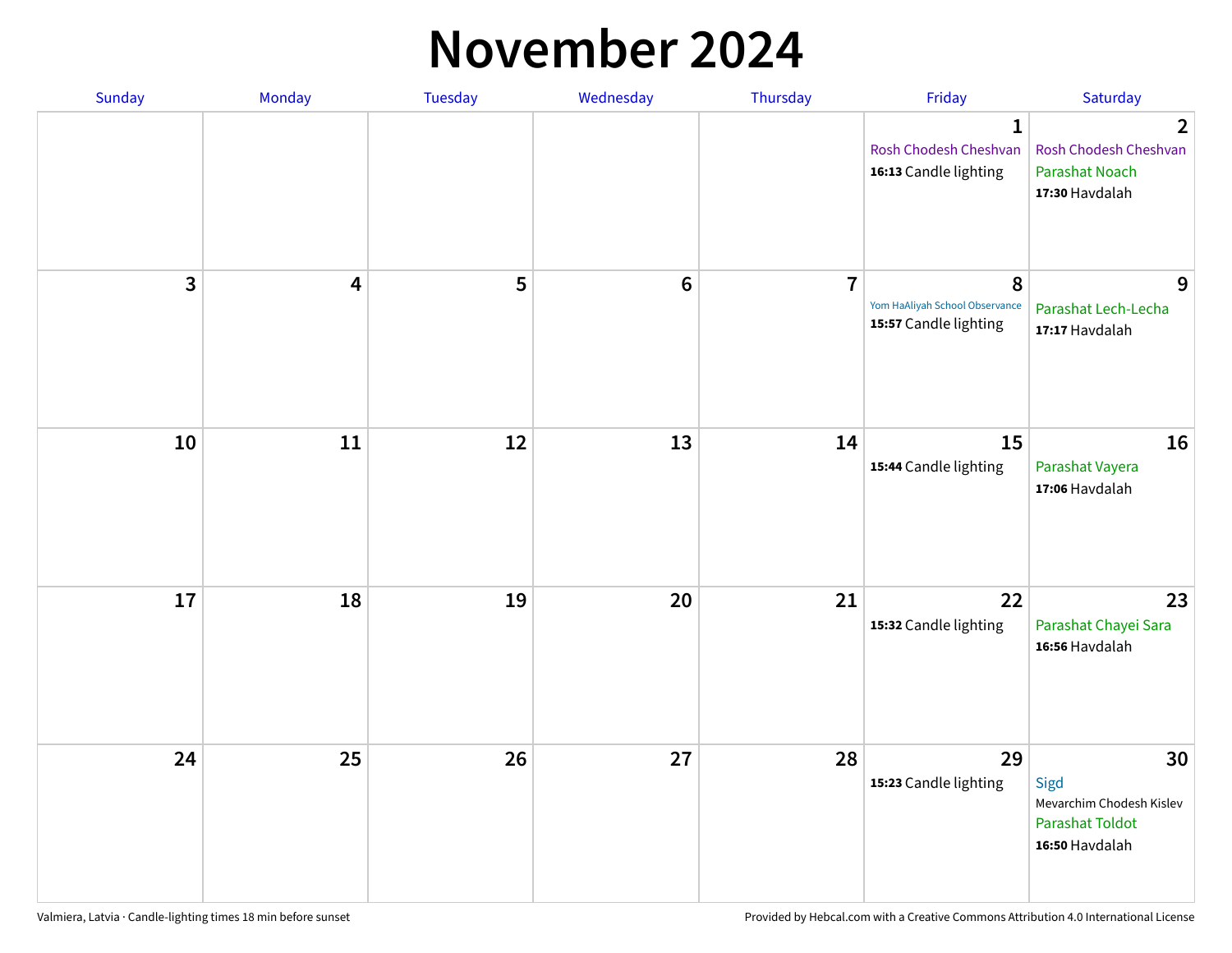# November 2024

| Sunday | Monday | Tuesday | Wednesday | Thursday | Friday | Saturday |
|---|---|---|---|---|---|---|
| | | | | | **1**<br>Rosh Chodesh Cheshvan<br>**16:13** Candle lighting | **2**<br>Rosh Chodesh Cheshvan<br>Parashat Noach<br>**17:30** Havdalah |
| **3** | **4** | **5** | **6** | **7** | **8**<br>Yom HaAliyah School Observance<br>**15:57** Candle lighting | **9**<br>Parashat Lech-Lecha<br>**17:17** Havdalah |
| **10** | **11** | **12** | **13** | **14** | **15**<br>**15:44** Candle lighting | **16**<br>Parashat Vayera<br>**17:06** Havdalah |
| **17** | **18** | **19** | **20** | **21** | **22**<br>**15:32** Candle lighting | **23**<br>Parashat Chayei Sara<br>**16:56** Havdalah |
| **24** | **25** | **26** | **27** | **28** | **29**<br>**15:23** Candle lighting | **30**<br>Sigd<br>Mevarchim Chodesh Kislev<br>Parashat Toldot<br>**16:50** Havdalah |

Valmiera, Latvia · Candle-lighting times 18 min before sunset

Provided by Hebcal.com with a Creative Commons Attribution 4.0 International License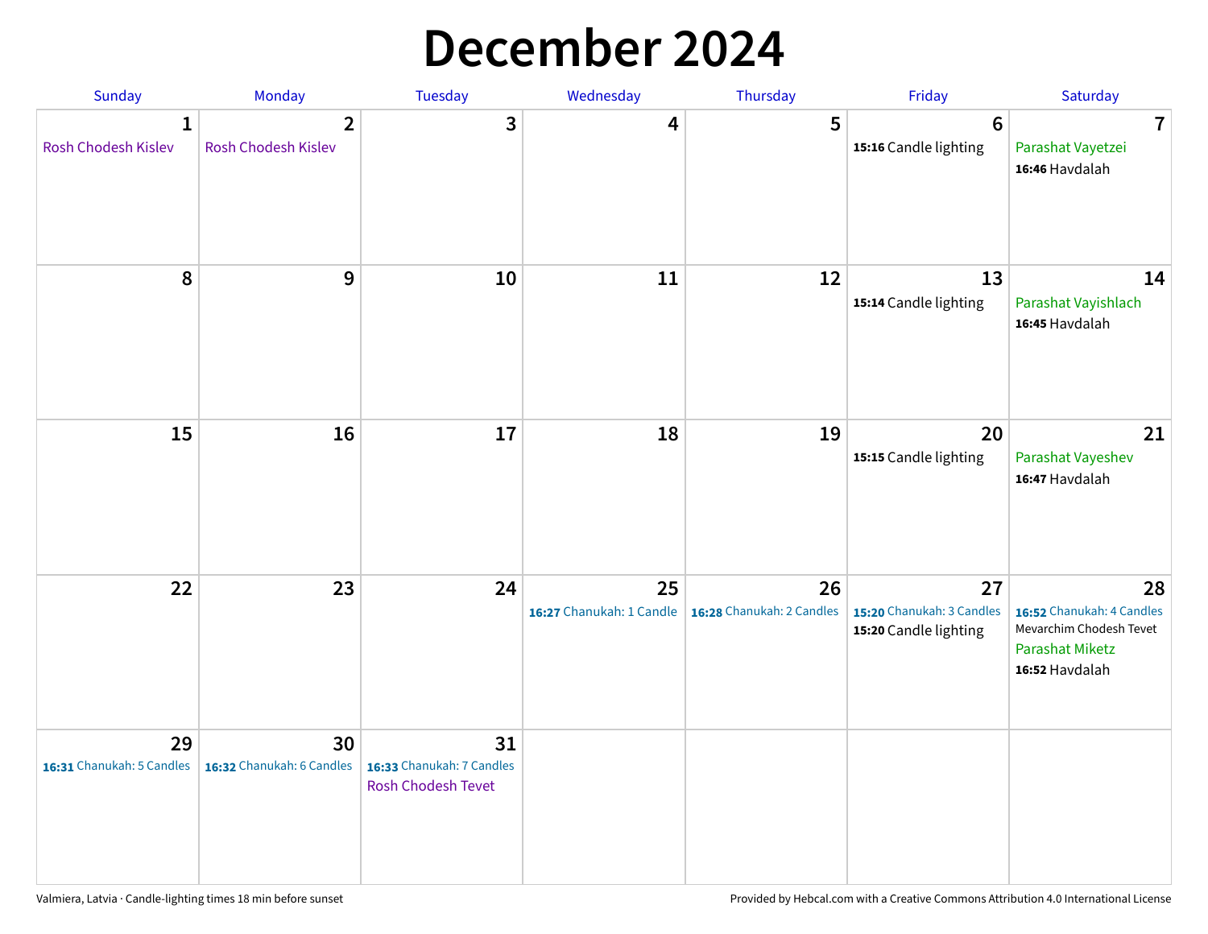# December 2024

| Sunday | Monday | Tuesday | Wednesday | Thursday | Friday | Saturday |
|---|---|---|---|---|---|---|
| 1<br>Rosh Chodesh Kislev | 2<br>Rosh Chodesh Kislev | 3 | 4 | 5 | 6<br>**15:16** Candle lighting | 7<br>Parashat Vayetzei<br>**16:46** Havdalah |
| 8 | 9 | 10 | 11 | 12 | 13<br>**15:14** Candle lighting | 14<br>Parashat Vayishlach<br>**16:45** Havdalah |
| 15 | 16 | 17 | 18 | 19 | 20<br>**15:15** Candle lighting | 21<br>Parashat Vayeshev<br>**16:47** Havdalah |
| 22 | 23 | 24 | 25<br>**16:27** Chanukah: 1 Candle | 26<br>**16:28** Chanukah: 2 Candles | 27<br>**15:20** Chanukah: 3 Candles<br>**15:20** Candle lighting | 28<br>**16:52** Chanukah: 4 Candles<br>Mevarchim Chodesh Tevet<br>Parashat Miketz<br>**16:52** Havdalah |
| 29<br>**16:31** Chanukah: 5 Candles | 30<br>**16:32** Chanukah: 6 Candles | 31<br>**16:33** Chanukah: 7 Candles<br>Rosh Chodesh Tevet | | | | |

Valmiera, Latvia · Candle-lighting times 18 min before sunset

Provided by Hebcal.com with a Creative Commons Attribution 4.0 International License